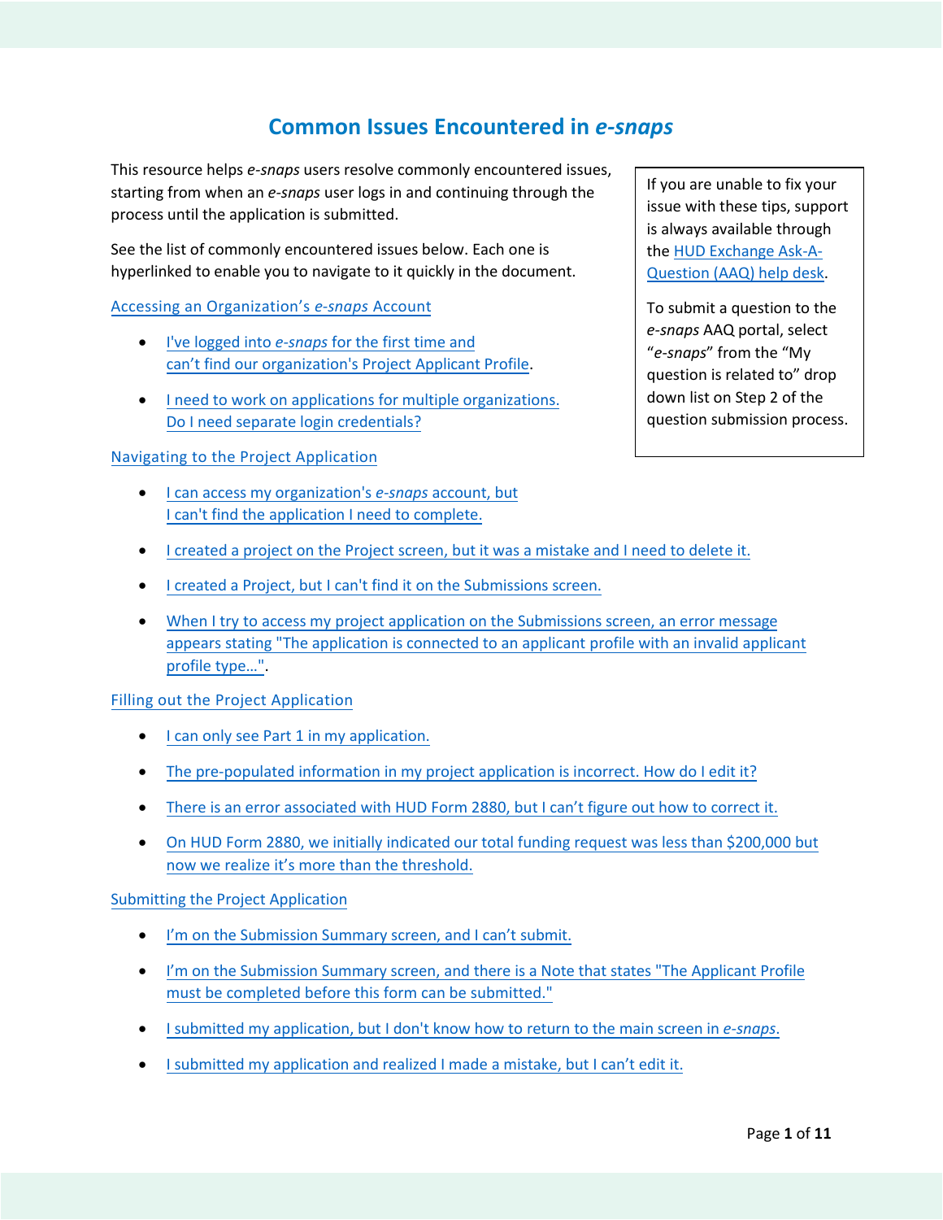# Common Issues Encountered in *e-snaps*

This resource helps *e-snaps* users resolve commonly encountered issues, starting from when an *e-snaps* user logs in and continuing through the process until the application is submitted.

See the list of commonly encountered issues below. Each one is hyperlinked to enable you to navigate to it quickly in the document.

> If you are unable to fix your issue with these tips, support is always available through the HUD Exchange Ask-A-Question (AAQ) help desk.
>
> To submit a question to the *e-snaps* AAQ portal, select "*e-snaps*" from the "My question is related to" drop down list on Step 2 of the question submission process.

Accessing an Organization's *e-snaps* Account

- I've logged into *e-snaps* for the first time and can't find our organization's Project Applicant Profile.
- I need to work on applications for multiple organizations. Do I need separate login credentials?

Navigating to the Project Application

- I can access my organization's *e-snaps* account, but I can't find the application I need to complete.
- I created a project on the Project screen, but it was a mistake and I need to delete it.
- I created a Project, but I can't find it on the Submissions screen.
- When I try to access my project application on the Submissions screen, an error message appears stating "The application is connected to an applicant profile with an invalid applicant profile type…".

Filling out the Project Application

- I can only see Part 1 in my application.
- The pre-populated information in my project application is incorrect. How do I edit it?
- There is an error associated with HUD Form 2880, but I can't figure out how to correct it.
- On HUD Form 2880, we initially indicated our total funding request was less than $200,000 but now we realize it's more than the threshold.

Submitting the Project Application

- I'm on the Submission Summary screen, and I can't submit.
- I'm on the Submission Summary screen, and there is a Note that states "The Applicant Profile must be completed before this form can be submitted."
- I submitted my application, but I don't know how to return to the main screen in *e-snaps*.
- I submitted my application and realized I made a mistake, but I can't edit it.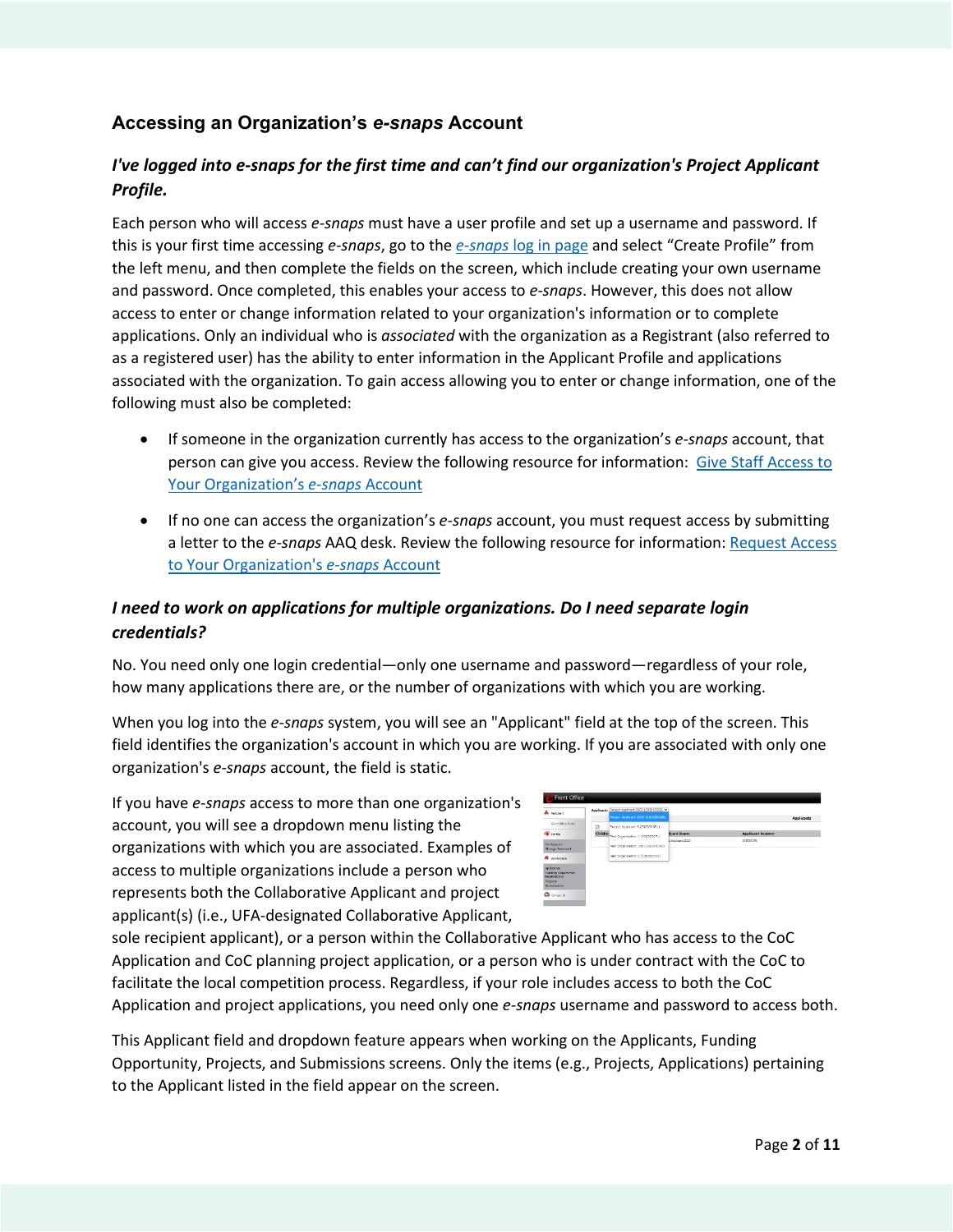## Accessing an Organization's *e-snaps* Account

### *I've logged into e-snaps for the first time and can't find our organization's Project Applicant Profile.*

Each person who will access *e-snaps* must have a user profile and set up a username and password. If this is your first time accessing *e-snaps*, go to the [*e-snaps* log in page]() and select "Create Profile" from the left menu, and then complete the fields on the screen, which include creating your own username and password. Once completed, this enables your access to *e-snaps*. However, this does not allow access to enter or change information related to your organization's information or to complete applications. Only an individual who is *associated* with the organization as a Registrant (also referred to as a registered user) has the ability to enter information in the Applicant Profile and applications associated with the organization. To gain access allowing you to enter or change information, one of the following must also be completed:

- If someone in the organization currently has access to the organization's *e-snaps* account, that person can give you access. Review the following resource for information: [Give Staff Access to Your Organization's *e-snaps* Account]()
- If no one can access the organization's *e-snaps* account, you must request access by submitting a letter to the *e-snaps* AAQ desk. Review the following resource for information: [Request Access to Your Organization's *e-snaps* Account]()

### *I need to work on applications for multiple organizations. Do I need separate login credentials?*

No. You need only one login credential—only one username and password—regardless of your role, how many applications there are, or the number of organizations with which you are working.

When you log into the *e-snaps* system, you will see an "Applicant" field at the top of the screen. This field identifies the organization's account in which you are working. If you are associated with only one organization's *e-snaps* account, the field is static.

If you have *e-snaps* access to more than one organization's account, you will see a dropdown menu listing the organizations with which you are associated. Examples of access to multiple organizations include a person who represents both the Collaborative Applicant and project applicant(s) (i.e., UFA-designated Collaborative Applicant, sole recipient applicant), or a person within the Collaborative Applicant who has access to the CoC Application and CoC planning project application, or a person who is under contract with the CoC to facilitate the local competition process. Regardless, if your role includes access to both the CoC Application and project applications, you need only one *e-snaps* username and password to access both.

This Applicant field and dropdown feature appears when working on the Applicants, Funding Opportunity, Projects, and Submissions screens. Only the items (e.g., Projects, Applications) pertaining to the Applicant listed in the field appear on the screen.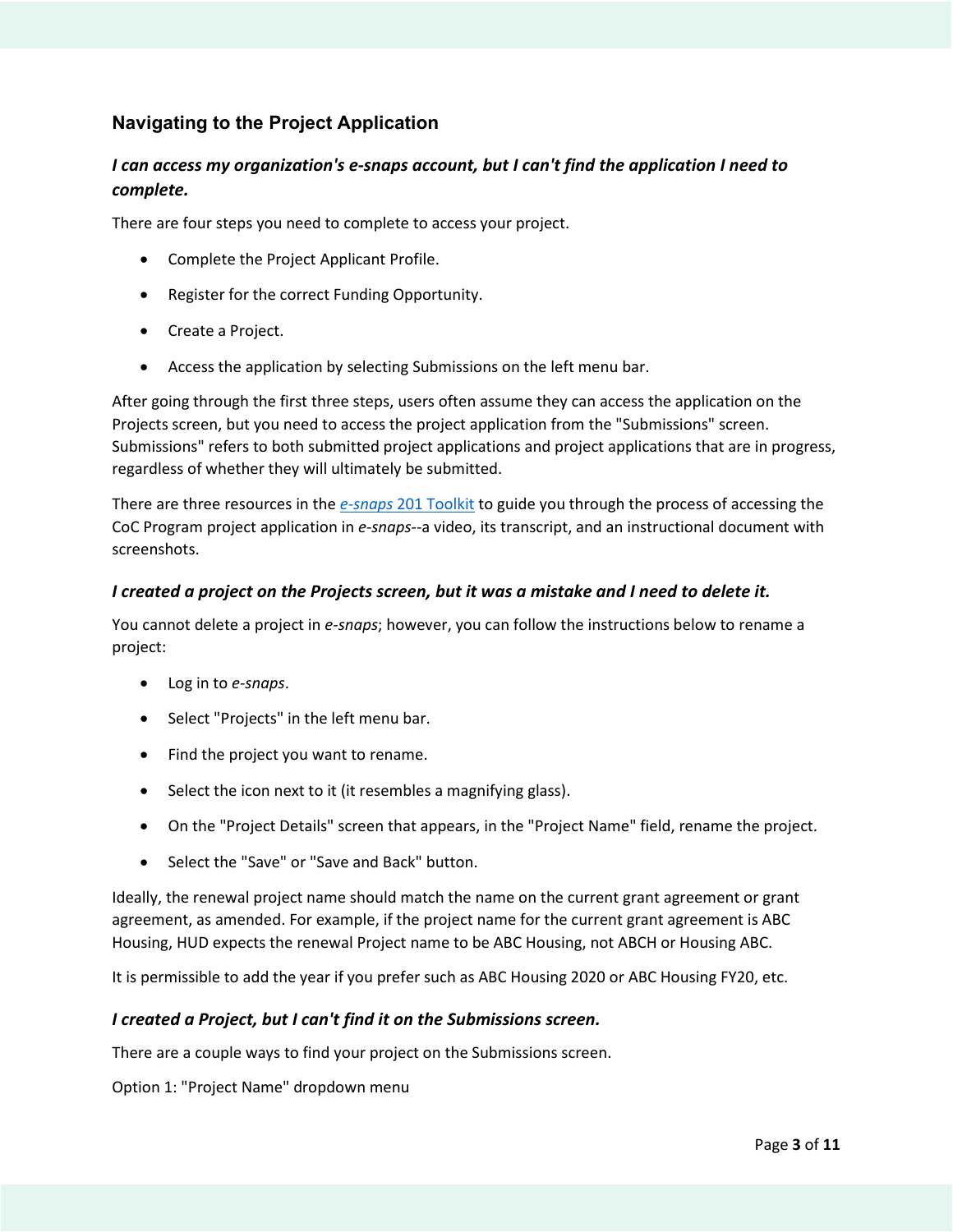## Navigating to the Project Application

### *I can access my organization's e-snaps account, but I can't find the application I need to complete.*

There are four steps you need to complete to access your project.

- Complete the Project Applicant Profile.
- Register for the correct Funding Opportunity.
- Create a Project.
- Access the application by selecting Submissions on the left menu bar.

After going through the first three steps, users often assume they can access the application on the Projects screen, but you need to access the project application from the "Submissions" screen. Submissions" refers to both submitted project applications and project applications that are in progress, regardless of whether they will ultimately be submitted.

There are three resources in the [*e-snaps* 201 Toolkit]() to guide you through the process of accessing the CoC Program project application in *e-snaps*--a video, its transcript, and an instructional document with screenshots.

### *I created a project on the Projects screen, but it was a mistake and I need to delete it.*

You cannot delete a project in *e-snaps*; however, you can follow the instructions below to rename a project:

- Log in to *e-snaps*.
- Select "Projects" in the left menu bar.
- Find the project you want to rename.
- Select the icon next to it (it resembles a magnifying glass).
- On the "Project Details" screen that appears, in the "Project Name" field, rename the project.
- Select the "Save" or "Save and Back" button.

Ideally, the renewal project name should match the name on the current grant agreement or grant agreement, as amended. For example, if the project name for the current grant agreement is ABC Housing, HUD expects the renewal Project name to be ABC Housing, not ABCH or Housing ABC.

It is permissible to add the year if you prefer such as ABC Housing 2020 or ABC Housing FY20, etc.

### *I created a Project, but I can't find it on the Submissions screen.*

There are a couple ways to find your project on the Submissions screen.

Option 1: "Project Name" dropdown menu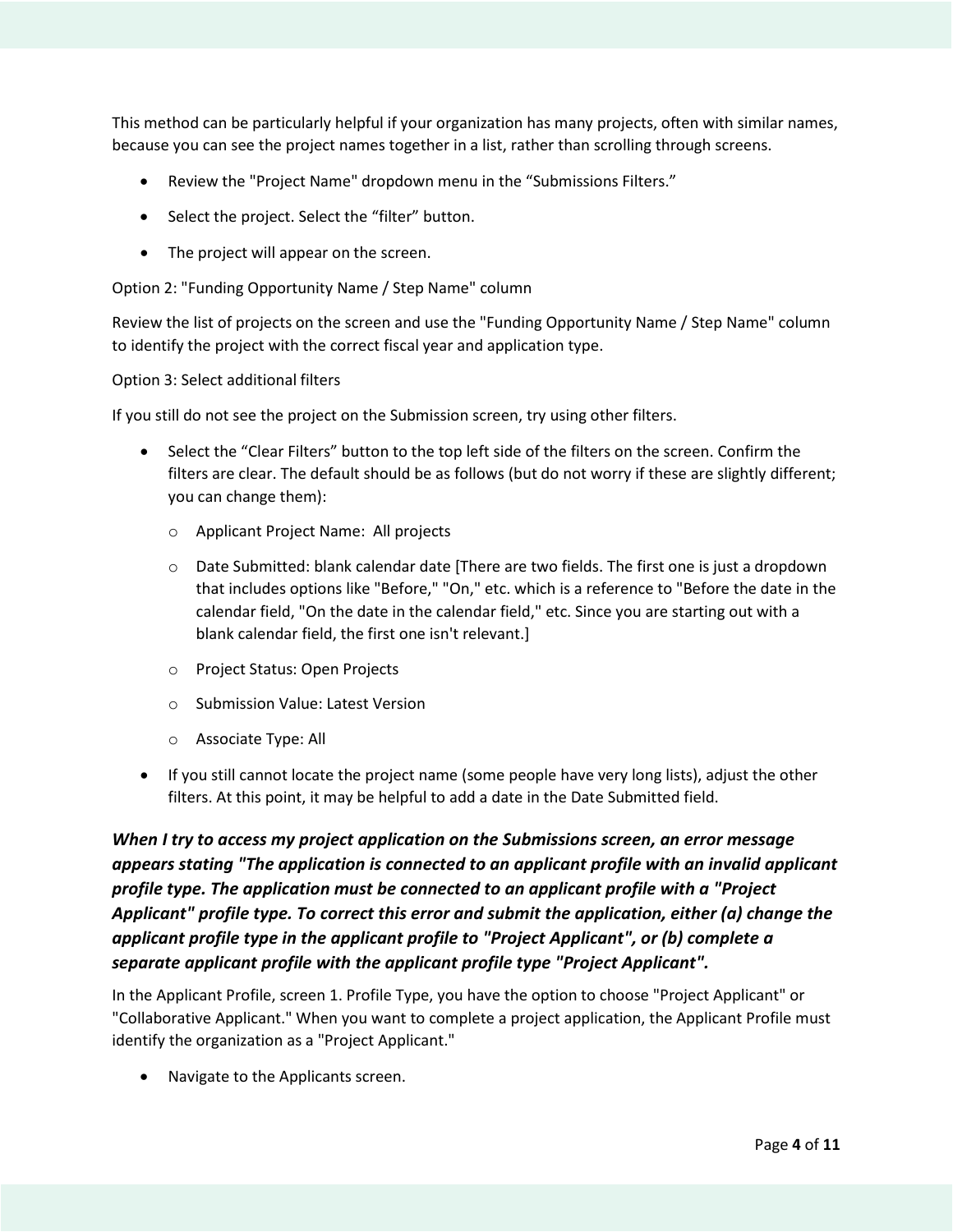This method can be particularly helpful if your organization has many projects, often with similar names, because you can see the project names together in a list, rather than scrolling through screens.

- Review the "Project Name" dropdown menu in the “Submissions Filters.”
- Select the project. Select the “filter” button.
- The project will appear on the screen.

Option 2: "Funding Opportunity Name / Step Name" column

Review the list of projects on the screen and use the "Funding Opportunity Name / Step Name" column to identify the project with the correct fiscal year and application type.

Option 3: Select additional filters

If you still do not see the project on the Submission screen, try using other filters.

- Select the “Clear Filters” button to the top left side of the filters on the screen. Confirm the filters are clear. The default should be as follows (but do not worry if these are slightly different; you can change them):
    - Applicant Project Name: All projects
    - Date Submitted: blank calendar date [There are two fields. The first one is just a dropdown that includes options like "Before," "On," etc. which is a reference to "Before the date in the calendar field, "On the date in the calendar field," etc. Since you are starting out with a blank calendar field, the first one isn't relevant.]
    - Project Status: Open Projects
    - Submission Value: Latest Version
    - Associate Type: All
- If you still cannot locate the project name (some people have very long lists), adjust the other filters. At this point, it may be helpful to add a date in the Date Submitted field.

### *When I try to access my project application on the Submissions screen, an error message appears stating "The application is connected to an applicant profile with an invalid applicant profile type. The application must be connected to an applicant profile with a "Project Applicant" profile type. To correct this error and submit the application, either (a) change the applicant profile type in the applicant profile to "Project Applicant", or (b) complete a separate applicant profile with the applicant profile type "Project Applicant".*

In the Applicant Profile, screen 1. Profile Type, you have the option to choose "Project Applicant" or "Collaborative Applicant." When you want to complete a project application, the Applicant Profile must identify the organization as a "Project Applicant."

- Navigate to the Applicants screen.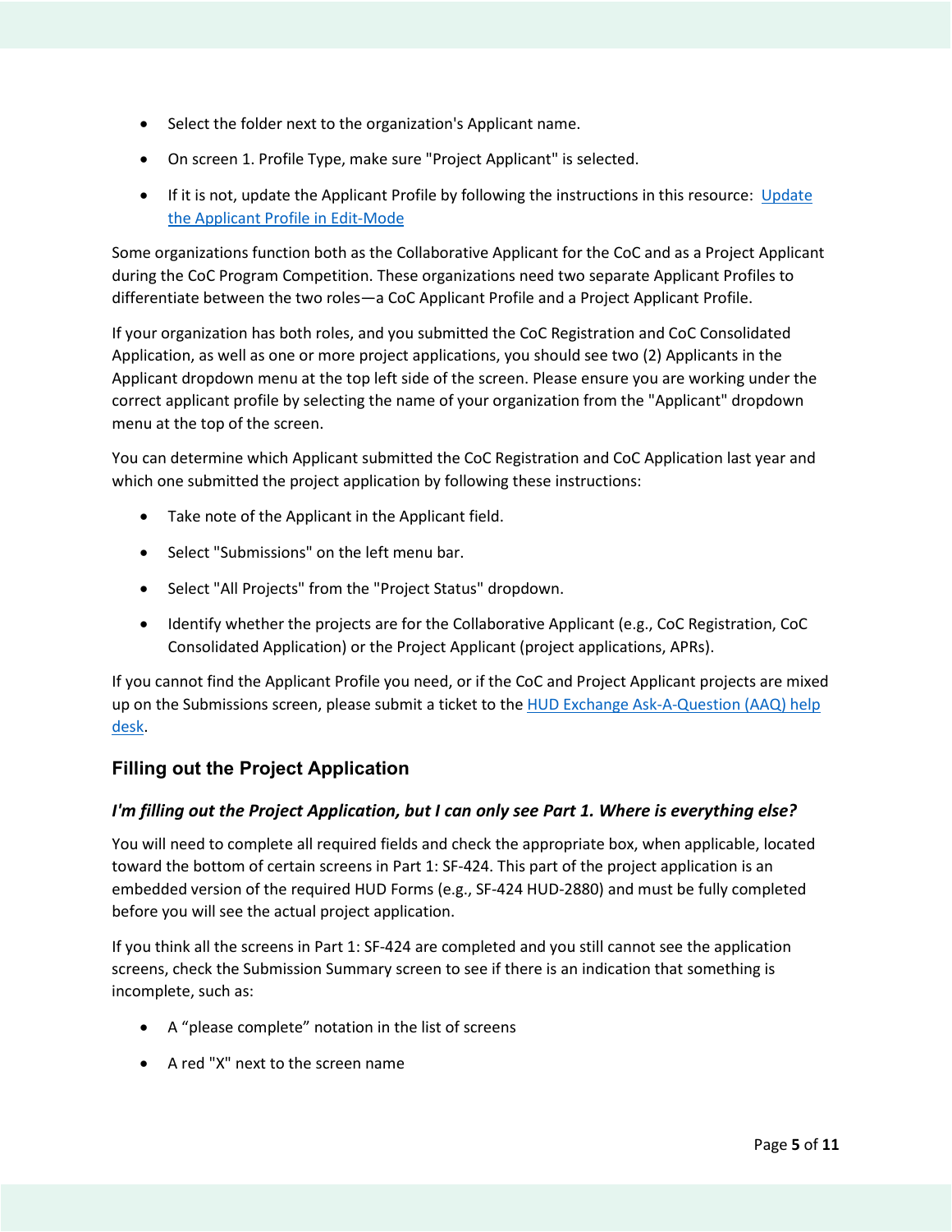- Select the folder next to the organization's Applicant name.
- On screen 1. Profile Type, make sure "Project Applicant" is selected.
- If it is not, update the Applicant Profile by following the instructions in this resource: [Update the Applicant Profile in Edit-Mode]

Some organizations function both as the Collaborative Applicant for the CoC and as a Project Applicant during the CoC Program Competition. These organizations need two separate Applicant Profiles to differentiate between the two roles—a CoC Applicant Profile and a Project Applicant Profile.

If your organization has both roles, and you submitted the CoC Registration and CoC Consolidated Application, as well as one or more project applications, you should see two (2) Applicants in the Applicant dropdown menu at the top left side of the screen. Please ensure you are working under the correct applicant profile by selecting the name of your organization from the "Applicant" dropdown menu at the top of the screen.

You can determine which Applicant submitted the CoC Registration and CoC Application last year and which one submitted the project application by following these instructions:

- Take note of the Applicant in the Applicant field.
- Select "Submissions" on the left menu bar.
- Select "All Projects" from the "Project Status" dropdown.
- Identify whether the projects are for the Collaborative Applicant (e.g., CoC Registration, CoC Consolidated Application) or the Project Applicant (project applications, APRs).

If you cannot find the Applicant Profile you need, or if the CoC and Project Applicant projects are mixed up on the Submissions screen, please submit a ticket to the [HUD Exchange Ask-A-Question (AAQ) help desk].

## Filling out the Project Application

### *I'm filling out the Project Application, but I can only see Part 1. Where is everything else?*

You will need to complete all required fields and check the appropriate box, when applicable, located toward the bottom of certain screens in Part 1: SF-424. This part of the project application is an embedded version of the required HUD Forms (e.g., SF-424 HUD-2880) and must be fully completed before you will see the actual project application.

If you think all the screens in Part 1: SF-424 are completed and you still cannot see the application screens, check the Submission Summary screen to see if there is an indication that something is incomplete, such as:

- A "please complete" notation in the list of screens
- A red "X" next to the screen name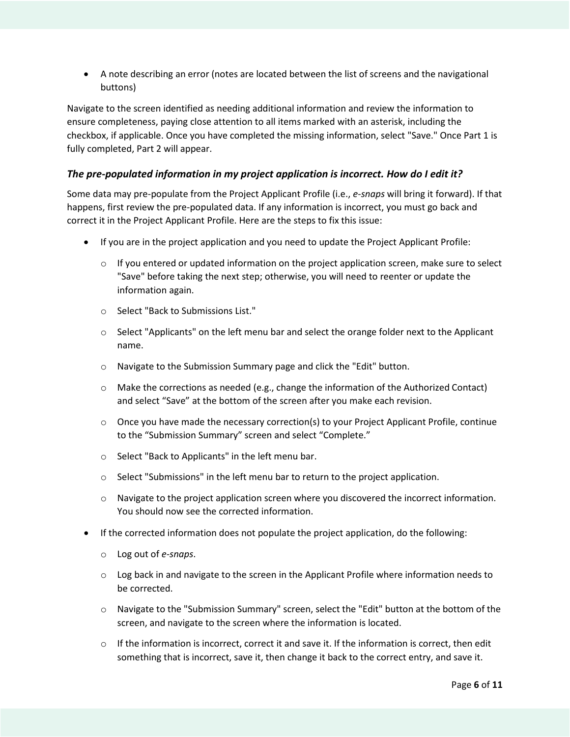- A note describing an error (notes are located between the list of screens and the navigational buttons)

Navigate to the screen identified as needing additional information and review the information to ensure completeness, paying close attention to all items marked with an asterisk, including the checkbox, if applicable. Once you have completed the missing information, select "Save." Once Part 1 is fully completed, Part 2 will appear.

### *The pre-populated information in my project application is incorrect. How do I edit it?*

Some data may pre-populate from the Project Applicant Profile (i.e., *e-snaps* will bring it forward). If that happens, first review the pre-populated data. If any information is incorrect, you must go back and correct it in the Project Applicant Profile. Here are the steps to fix this issue:

- If you are in the project application and you need to update the Project Applicant Profile:
  - If you entered or updated information on the project application screen, make sure to select "Save" before taking the next step; otherwise, you will need to reenter or update the information again.
  - Select "Back to Submissions List."
  - Select "Applicants" on the left menu bar and select the orange folder next to the Applicant name.
  - Navigate to the Submission Summary page and click the "Edit" button.
  - Make the corrections as needed (e.g., change the information of the Authorized Contact) and select "Save" at the bottom of the screen after you make each revision.
  - Once you have made the necessary correction(s) to your Project Applicant Profile, continue to the "Submission Summary" screen and select "Complete."
  - Select "Back to Applicants" in the left menu bar.
  - Select "Submissions" in the left menu bar to return to the project application.
  - Navigate to the project application screen where you discovered the incorrect information. You should now see the corrected information.
- If the corrected information does not populate the project application, do the following:
  - Log out of *e-snaps*.
  - Log back in and navigate to the screen in the Applicant Profile where information needs to be corrected.
  - Navigate to the "Submission Summary" screen, select the "Edit" button at the bottom of the screen, and navigate to the screen where the information is located.
  - If the information is incorrect, correct it and save it. If the information is correct, then edit something that is incorrect, save it, then change it back to the correct entry, and save it.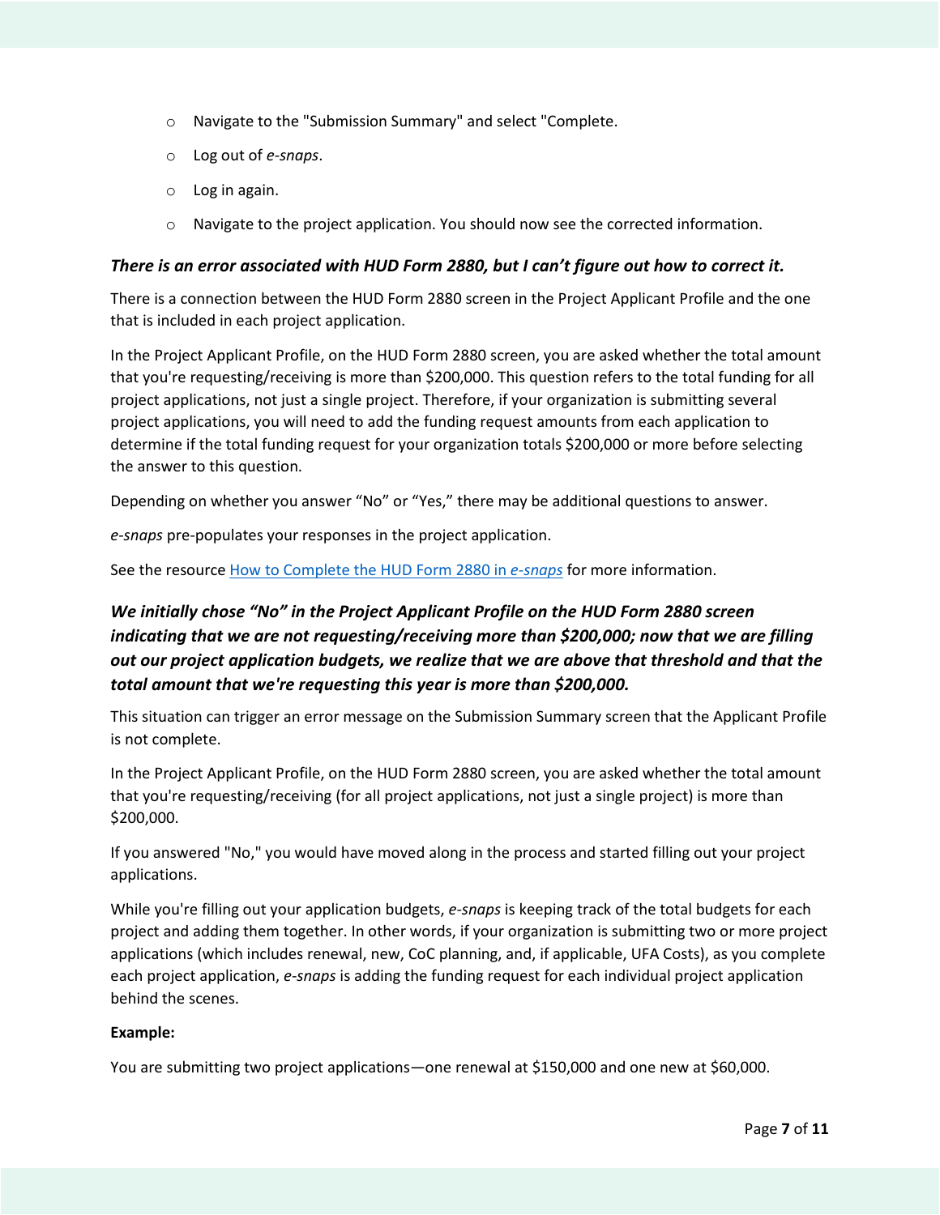- Navigate to the "Submission Summary" and select "Complete.
- Log out of *e-snaps*.
- Log in again.
- Navigate to the project application. You should now see the corrected information.

### *There is an error associated with HUD Form 2880, but I can't figure out how to correct it.*

There is a connection between the HUD Form 2880 screen in the Project Applicant Profile and the one that is included in each project application.

In the Project Applicant Profile, on the HUD Form 2880 screen, you are asked whether the total amount that you're requesting/receiving is more than $200,000. This question refers to the total funding for all project applications, not just a single project. Therefore, if your organization is submitting several project applications, you will need to add the funding request amounts from each application to determine if the total funding request for your organization totals $200,000 or more before selecting the answer to this question.

Depending on whether you answer "No" or "Yes," there may be additional questions to answer.

*e-snaps* pre-populates your responses in the project application.

See the resource [How to Complete the HUD Form 2880 in *e-snaps*] for more information.

### *We initially chose "No" in the Project Applicant Profile on the HUD Form 2880 screen indicating that we are not requesting/receiving more than $200,000; now that we are filling out our project application budgets, we realize that we are above that threshold and that the total amount that we're requesting this year is more than $200,000.*

This situation can trigger an error message on the Submission Summary screen that the Applicant Profile is not complete.

In the Project Applicant Profile, on the HUD Form 2880 screen, you are asked whether the total amount that you're requesting/receiving (for all project applications, not just a single project) is more than $200,000.

If you answered "No," you would have moved along in the process and started filling out your project applications.

While you're filling out your application budgets, *e-snaps* is keeping track of the total budgets for each project and adding them together. In other words, if your organization is submitting two or more project applications (which includes renewal, new, CoC planning, and, if applicable, UFA Costs), as you complete each project application, *e-snaps* is adding the funding request for each individual project application behind the scenes.

**Example:**

You are submitting two project applications—one renewal at $150,000 and one new at $60,000.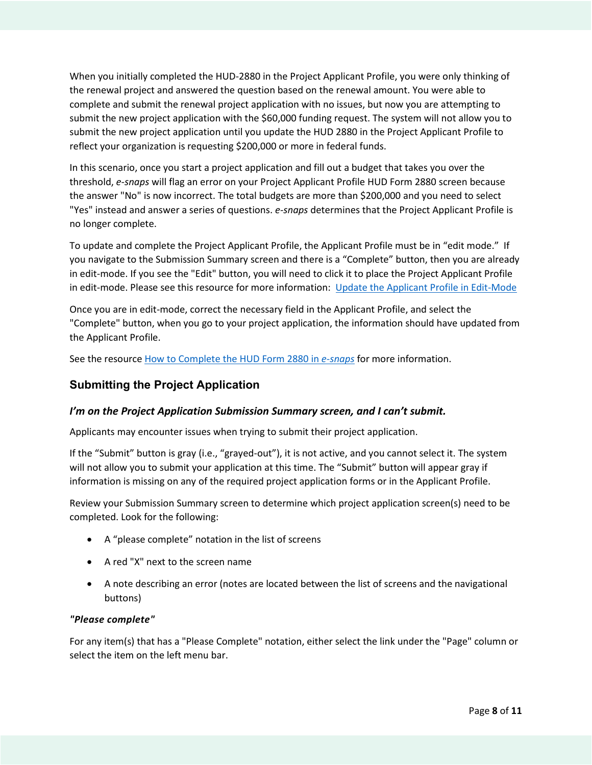When you initially completed the HUD-2880 in the Project Applicant Profile, you were only thinking of the renewal project and answered the question based on the renewal amount. You were able to complete and submit the renewal project application with no issues, but now you are attempting to submit the new project application with the $60,000 funding request. The system will not allow you to submit the new project application until you update the HUD 2880 in the Project Applicant Profile to reflect your organization is requesting $200,000 or more in federal funds.

In this scenario, once you start a project application and fill out a budget that takes you over the threshold, *e-snaps* will flag an error on your Project Applicant Profile HUD Form 2880 screen because the answer "No" is now incorrect. The total budgets are more than $200,000 and you need to select "Yes" instead and answer a series of questions. *e-snaps* determines that the Project Applicant Profile is no longer complete.

To update and complete the Project Applicant Profile, the Applicant Profile must be in "edit mode." If you navigate to the Submission Summary screen and there is a "Complete" button, then you are already in edit-mode. If you see the "Edit" button, you will need to click it to place the Project Applicant Profile in edit-mode. Please see this resource for more information: [Update the Applicant Profile in Edit-Mode]

Once you are in edit-mode, correct the necessary field in the Applicant Profile, and select the "Complete" button, when you go to your project application, the information should have updated from the Applicant Profile.

See the resource [How to Complete the HUD Form 2880 in *e-snaps*] for more information.

## Submitting the Project Application

### *I'm on the Project Application Submission Summary screen, and I can't submit.*

Applicants may encounter issues when trying to submit their project application.

If the "Submit" button is gray (i.e., "grayed-out"), it is not active, and you cannot select it. The system will not allow you to submit your application at this time. The "Submit" button will appear gray if information is missing on any of the required project application forms or in the Applicant Profile.

Review your Submission Summary screen to determine which project application screen(s) need to be completed. Look for the following:

- A "please complete" notation in the list of screens
- A red "X" next to the screen name
- A note describing an error (notes are located between the list of screens and the navigational buttons)

#### *"Please complete"*

For any item(s) that has a "Please Complete" notation, either select the link under the "Page" column or select the item on the left menu bar.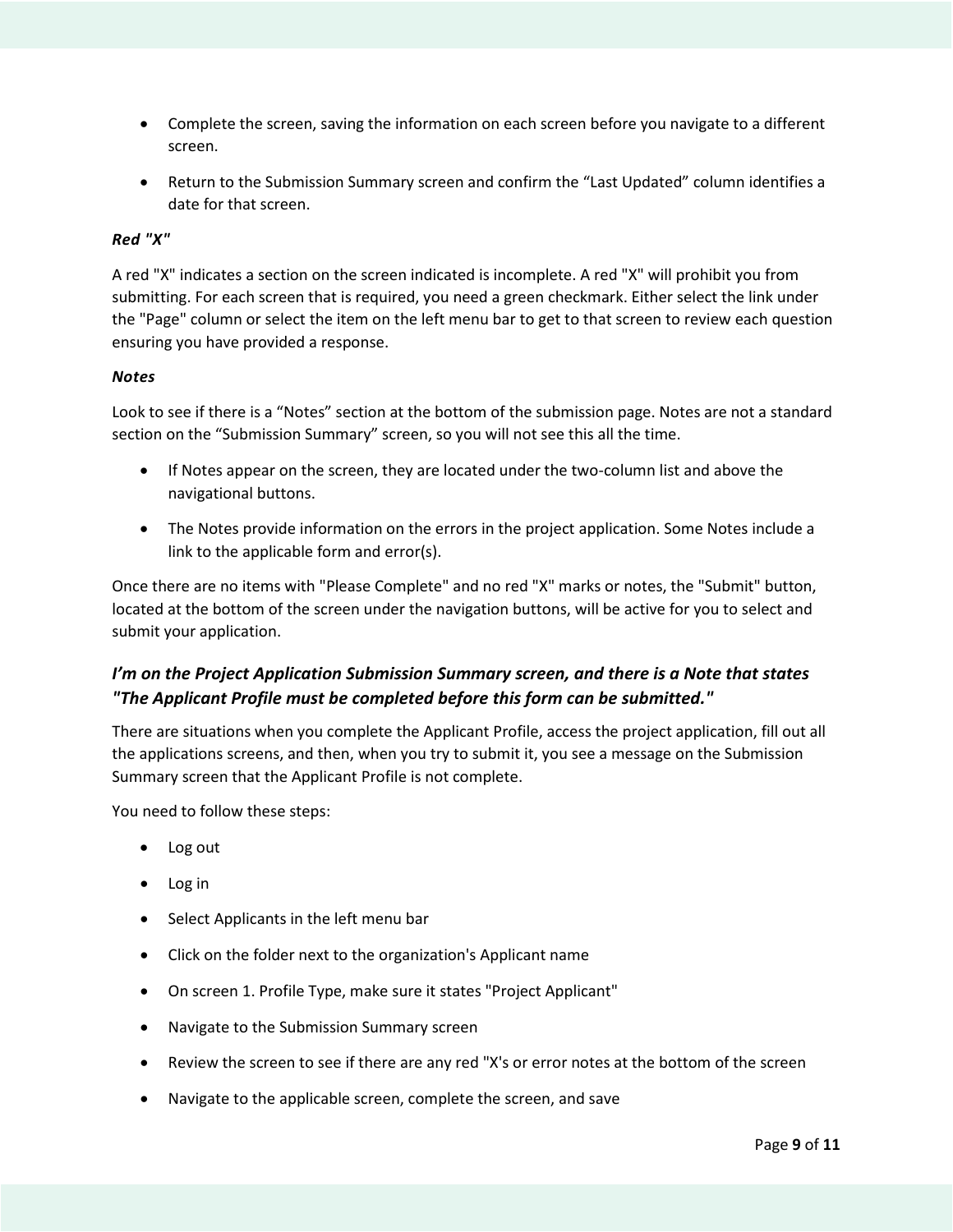- Complete the screen, saving the information on each screen before you navigate to a different screen.
- Return to the Submission Summary screen and confirm the "Last Updated" column identifies a date for that screen.

***Red "X"***

A red "X" indicates a section on the screen indicated is incomplete. A red "X" will prohibit you from submitting. For each screen that is required, you need a green checkmark. Either select the link under the "Page" column or select the item on the left menu bar to get to that screen to review each question ensuring you have provided a response.

***Notes***

Look to see if there is a "Notes" section at the bottom of the submission page. Notes are not a standard section on the "Submission Summary" screen, so you will not see this all the time.

- If Notes appear on the screen, they are located under the two-column list and above the navigational buttons.
- The Notes provide information on the errors in the project application. Some Notes include a link to the applicable form and error(s).

Once there are no items with "Please Complete" and no red "X" marks or notes, the "Submit" button, located at the bottom of the screen under the navigation buttons, will be active for you to select and submit your application.

### *I'm on the Project Application Submission Summary screen, and there is a Note that states "The Applicant Profile must be completed before this form can be submitted."*

There are situations when you complete the Applicant Profile, access the project application, fill out all the applications screens, and then, when you try to submit it, you see a message on the Submission Summary screen that the Applicant Profile is not complete.

You need to follow these steps:

- Log out
- Log in
- Select Applicants in the left menu bar
- Click on the folder next to the organization's Applicant name
- On screen 1. Profile Type, make sure it states "Project Applicant"
- Navigate to the Submission Summary screen
- Review the screen to see if there are any red "X's or error notes at the bottom of the screen
- Navigate to the applicable screen, complete the screen, and save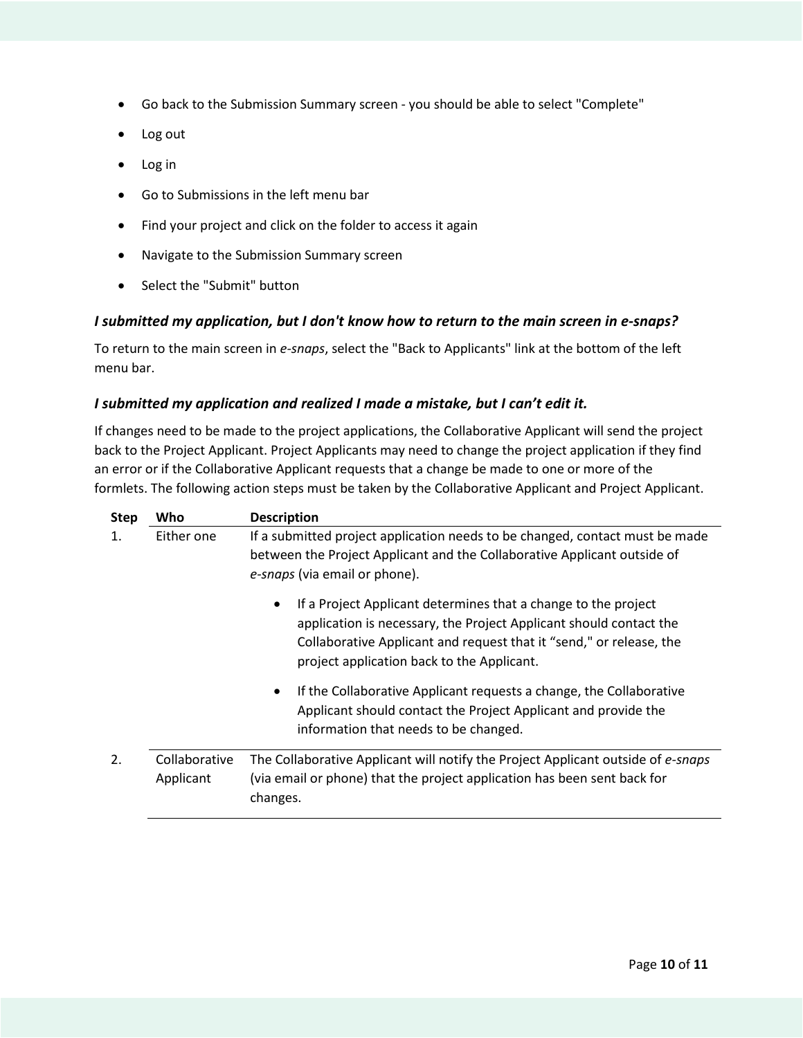- Go back to the Submission Summary screen - you should be able to select "Complete"
- Log out
- Log in
- Go to Submissions in the left menu bar
- Find your project and click on the folder to access it again
- Navigate to the Submission Summary screen
- Select the "Submit" button

### *I submitted my application, but I don't know how to return to the main screen in e-snaps?*

To return to the main screen in *e-snaps*, select the "Back to Applicants" link at the bottom of the left menu bar.

### *I submitted my application and realized I made a mistake, but I can't edit it.*

If changes need to be made to the project applications, the Collaborative Applicant will send the project back to the Project Applicant. Project Applicants may need to change the project application if they find an error or if the Collaborative Applicant requests that a change be made to one or more of the formlets. The following action steps must be taken by the Collaborative Applicant and Project Applicant.

| Step | Who | Description |
|---|---|---|
| 1. | Either one | If a submitted project application needs to be changed, contact must be made between the Project Applicant and the Collaborative Applicant outside of *e-snaps* (via email or phone).<br><br>• If a Project Applicant determines that a change to the project application is necessary, the Project Applicant should contact the Collaborative Applicant and request that it "send," or release, the project application back to the Applicant.<br><br>• If the Collaborative Applicant requests a change, the Collaborative Applicant should contact the Project Applicant and provide the information that needs to be changed. |
| 2. | Collaborative Applicant | The Collaborative Applicant will notify the Project Applicant outside of *e-snaps* (via email or phone) that the project application has been sent back for changes. |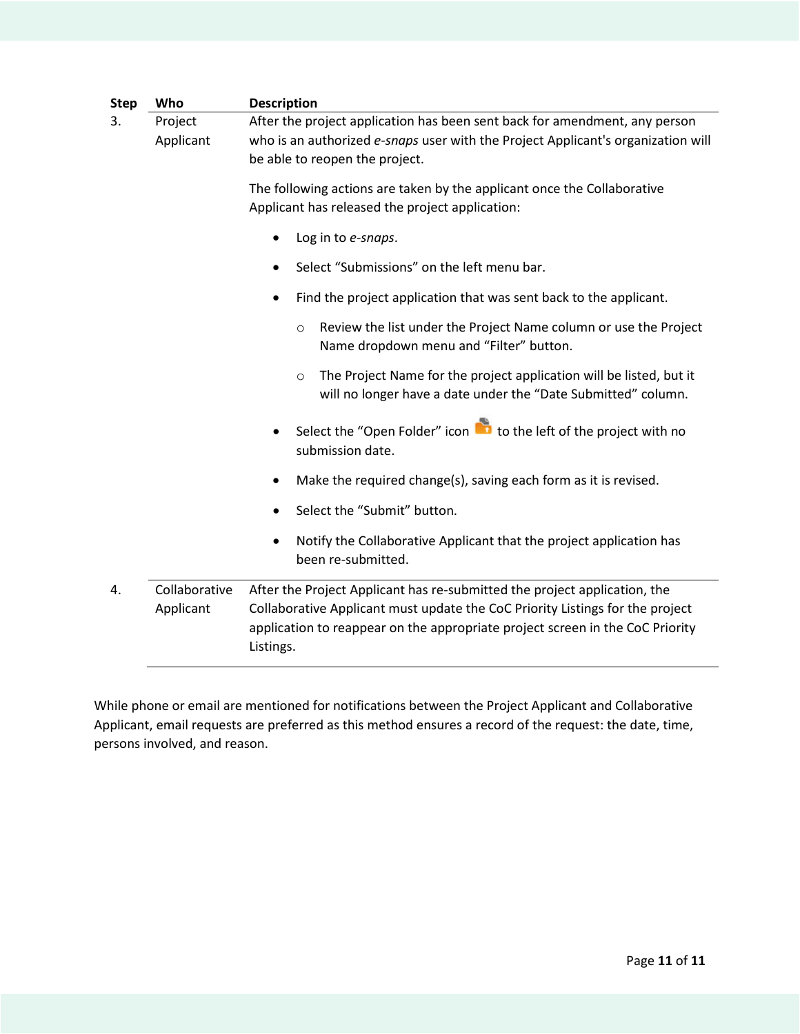| Step | Who | Description |
|---|---|---|
| 3. | Project Applicant | After the project application has been sent back for amendment, any person who is an authorized *e-snaps* user with the Project Applicant's organization will be able to reopen the project.<br><br>The following actions are taken by the applicant once the Collaborative Applicant has released the project application:<br><br>• Log in to *e-snaps*.<br>• Select "Submissions" on the left menu bar.<br>• Find the project application that was sent back to the applicant.<br>&nbsp;&nbsp;&nbsp;&nbsp;○ Review the list under the Project Name column or use the Project Name dropdown menu and "Filter" button.<br>&nbsp;&nbsp;&nbsp;&nbsp;○ The Project Name for the project application will be listed, but it will no longer have a date under the "Date Submitted" column.<br>• Select the "Open Folder" icon to the left of the project with no submission date.<br>• Make the required change(s), saving each form as it is revised.<br>• Select the "Submit" button.<br>• Notify the Collaborative Applicant that the project application has been re-submitted. |
| 4. | Collaborative Applicant | After the Project Applicant has re-submitted the project application, the Collaborative Applicant must update the CoC Priority Listings for the project application to reappear on the appropriate project screen in the CoC Priority Listings. |

While phone or email are mentioned for notifications between the Project Applicant and Collaborative Applicant, email requests are preferred as this method ensures a record of the request: the date, time, persons involved, and reason.